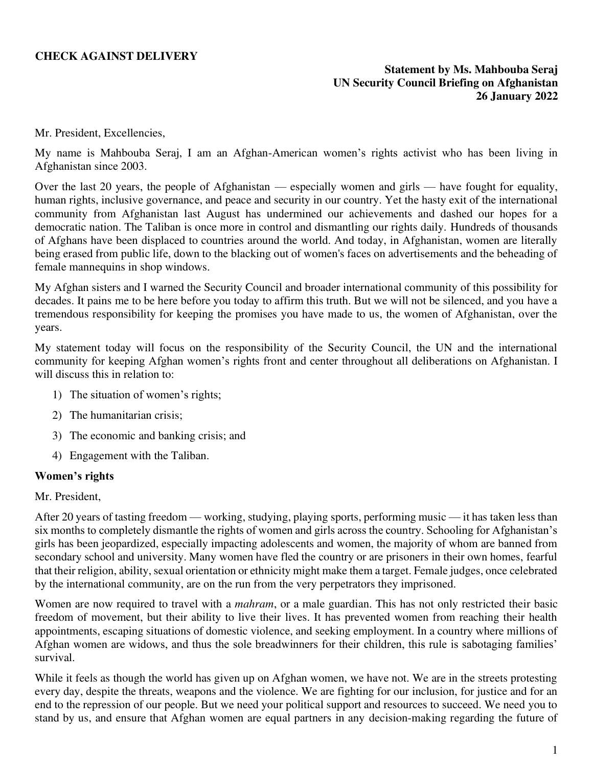**CHECK AGAINST DELIVERY**

**Statement by Ms. Mahbouba Seraj**
**UN Security Council Briefing on Afghanistan**
**26 January 2022**

Mr. President, Excellencies,

My name is Mahbouba Seraj, I am an Afghan-American women's rights activist who has been living in Afghanistan since 2003.

Over the last 20 years, the people of Afghanistan — especially women and girls — have fought for equality, human rights, inclusive governance, and peace and security in our country. Yet the hasty exit of the international community from Afghanistan last August has undermined our achievements and dashed our hopes for a democratic nation. The Taliban is once more in control and dismantling our rights daily. Hundreds of thousands of Afghans have been displaced to countries around the world. And today, in Afghanistan, women are literally being erased from public life, down to the blacking out of women's faces on advertisements and the beheading of female mannequins in shop windows.

My Afghan sisters and I warned the Security Council and broader international community of this possibility for decades. It pains me to be here before you today to affirm this truth. But we will not be silenced, and you have a tremendous responsibility for keeping the promises you have made to us, the women of Afghanistan, over the years.

My statement today will focus on the responsibility of the Security Council, the UN and the international community for keeping Afghan women's rights front and center throughout all deliberations on Afghanistan. I will discuss this in relation to:

1) The situation of women's rights;
2) The humanitarian crisis;
3) The economic and banking crisis; and
4) Engagement with the Taliban.

**Women's rights**

Mr. President,

After 20 years of tasting freedom — working, studying, playing sports, performing music — it has taken less than six months to completely dismantle the rights of women and girls across the country. Schooling for Afghanistan's girls has been jeopardized, especially impacting adolescents and women, the majority of whom are banned from secondary school and university. Many women have fled the country or are prisoners in their own homes, fearful that their religion, ability, sexual orientation or ethnicity might make them a target. Female judges, once celebrated by the international community, are on the run from the very perpetrators they imprisoned.

Women are now required to travel with a *mahram*, or a male guardian. This has not only restricted their basic freedom of movement, but their ability to live their lives. It has prevented women from reaching their health appointments, escaping situations of domestic violence, and seeking employment. In a country where millions of Afghan women are widows, and thus the sole breadwinners for their children, this rule is sabotaging families' survival.

While it feels as though the world has given up on Afghan women, we have not. We are in the streets protesting every day, despite the threats, weapons and the violence. We are fighting for our inclusion, for justice and for an end to the repression of our people. But we need your political support and resources to succeed. We need you to stand by us, and ensure that Afghan women are equal partners in any decision-making regarding the future of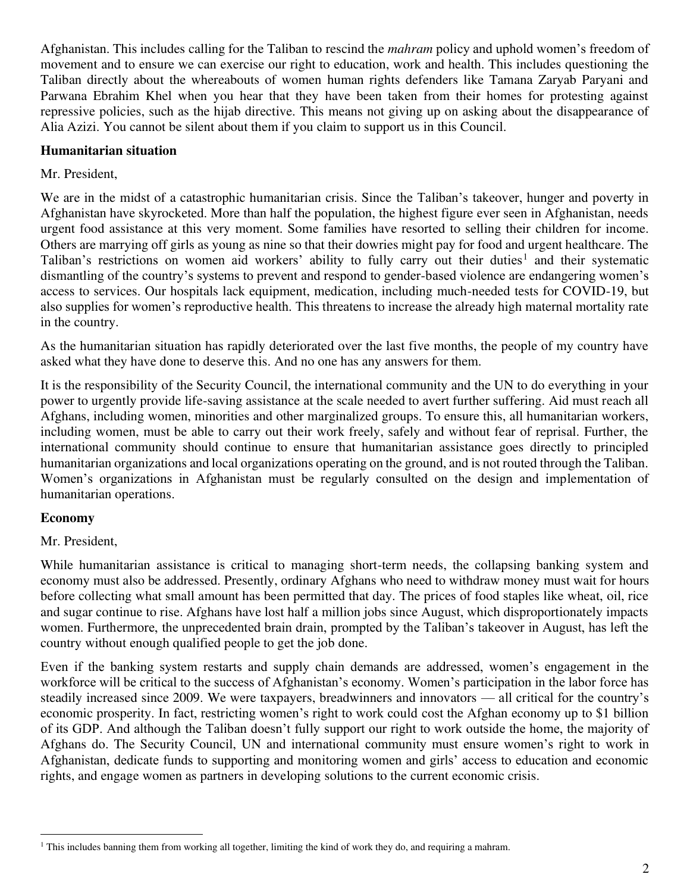Afghanistan. This includes calling for the Taliban to rescind the *mahram* policy and uphold women's freedom of movement and to ensure we can exercise our right to education, work and health. This includes questioning the Taliban directly about the whereabouts of women human rights defenders like Tamana Zaryab Paryani and Parwana Ebrahim Khel when you hear that they have been taken from their homes for protesting against repressive policies, such as the hijab directive. This means not giving up on asking about the disappearance of Alia Azizi. You cannot be silent about them if you claim to support us in this Council.

**Humanitarian situation**

Mr. President,

We are in the midst of a catastrophic humanitarian crisis. Since the Taliban's takeover, hunger and poverty in Afghanistan have skyrocketed. More than half the population, the highest figure ever seen in Afghanistan, needs urgent food assistance at this very moment. Some families have resorted to selling their children for income. Others are marrying off girls as young as nine so that their dowries might pay for food and urgent healthcare. The Taliban's restrictions on women aid workers' ability to fully carry out their duties[1] and their systematic dismantling of the country's systems to prevent and respond to gender-based violence are endangering women's access to services. Our hospitals lack equipment, medication, including much-needed tests for COVID-19, but also supplies for women's reproductive health. This threatens to increase the already high maternal mortality rate in the country.

As the humanitarian situation has rapidly deteriorated over the last five months, the people of my country have asked what they have done to deserve this. And no one has any answers for them.

It is the responsibility of the Security Council, the international community and the UN to do everything in your power to urgently provide life-saving assistance at the scale needed to avert further suffering. Aid must reach all Afghans, including women, minorities and other marginalized groups. To ensure this, all humanitarian workers, including women, must be able to carry out their work freely, safely and without fear of reprisal. Further, the international community should continue to ensure that humanitarian assistance goes directly to principled humanitarian organizations and local organizations operating on the ground, and is not routed through the Taliban. Women's organizations in Afghanistan must be regularly consulted on the design and implementation of humanitarian operations.

**Economy**

Mr. President,

While humanitarian assistance is critical to managing short-term needs, the collapsing banking system and economy must also be addressed. Presently, ordinary Afghans who need to withdraw money must wait for hours before collecting what small amount has been permitted that day. The prices of food staples like wheat, oil, rice and sugar continue to rise. Afghans have lost half a million jobs since August, which disproportionately impacts women. Furthermore, the unprecedented brain drain, prompted by the Taliban's takeover in August, has left the country without enough qualified people to get the job done.

Even if the banking system restarts and supply chain demands are addressed, women's engagement in the workforce will be critical to the success of Afghanistan's economy. Women's participation in the labor force has steadily increased since 2009. We were taxpayers, breadwinners and innovators — all critical for the country's economic prosperity. In fact, restricting women's right to work could cost the Afghan economy up to $1 billion of its GDP. And although the Taliban doesn't fully support our right to work outside the home, the majority of Afghans do. The Security Council, UN and international community must ensure women's right to work in Afghanistan, dedicate funds to supporting and monitoring women and girls' access to education and economic rights, and engage women as partners in developing solutions to the current economic crisis.

---

[1] This includes banning them from working all together, limiting the kind of work they do, and requiring a mahram.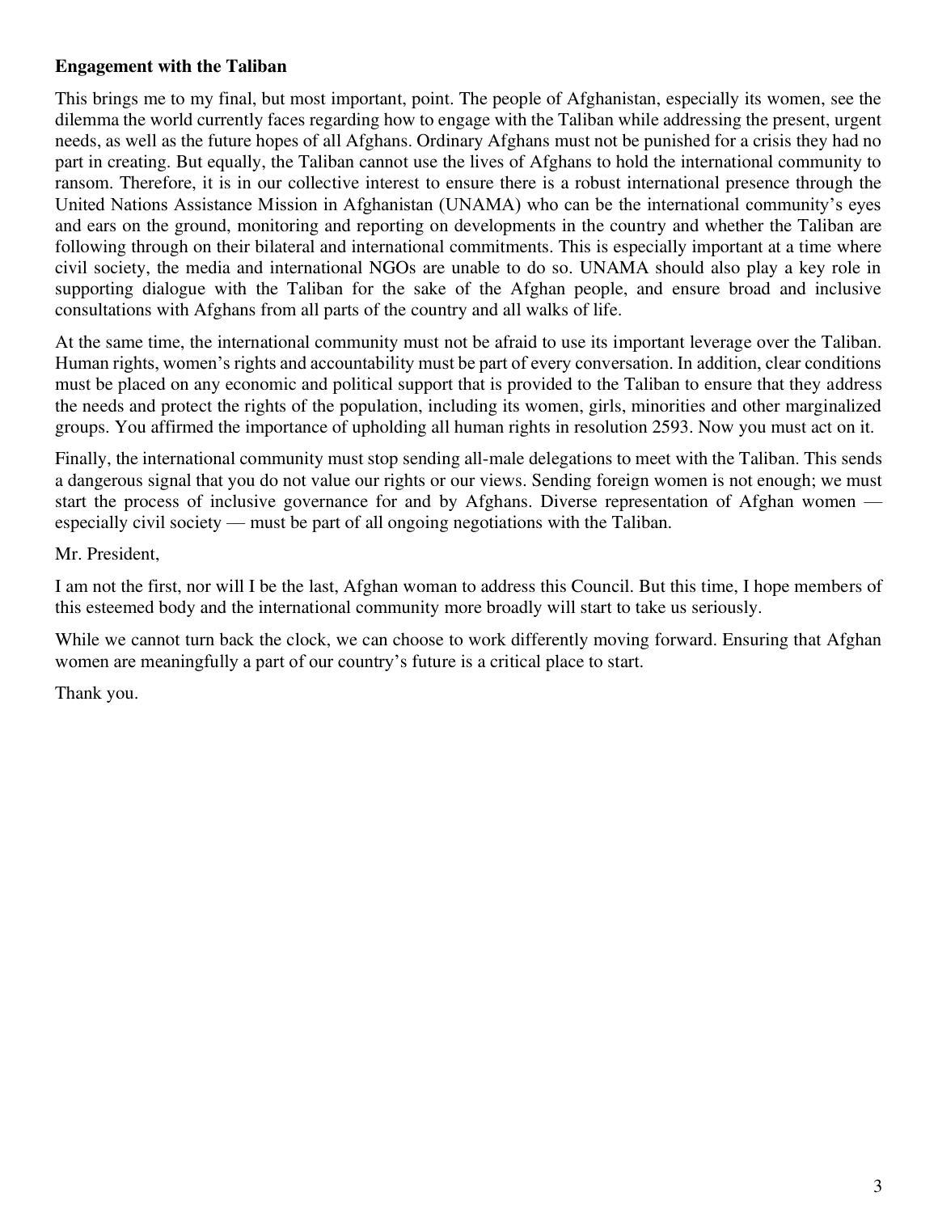**Engagement with the Taliban**

This brings me to my final, but most important, point. The people of Afghanistan, especially its women, see the dilemma the world currently faces regarding how to engage with the Taliban while addressing the present, urgent needs, as well as the future hopes of all Afghans. Ordinary Afghans must not be punished for a crisis they had no part in creating. But equally, the Taliban cannot use the lives of Afghans to hold the international community to ransom. Therefore, it is in our collective interest to ensure there is a robust international presence through the United Nations Assistance Mission in Afghanistan (UNAMA) who can be the international community's eyes and ears on the ground, monitoring and reporting on developments in the country and whether the Taliban are following through on their bilateral and international commitments. This is especially important at a time where civil society, the media and international NGOs are unable to do so. UNAMA should also play a key role in supporting dialogue with the Taliban for the sake of the Afghan people, and ensure broad and inclusive consultations with Afghans from all parts of the country and all walks of life.

At the same time, the international community must not be afraid to use its important leverage over the Taliban. Human rights, women's rights and accountability must be part of every conversation. In addition, clear conditions must be placed on any economic and political support that is provided to the Taliban to ensure that they address the needs and protect the rights of the population, including its women, girls, minorities and other marginalized groups. You affirmed the importance of upholding all human rights in resolution 2593. Now you must act on it.

Finally, the international community must stop sending all-male delegations to meet with the Taliban. This sends a dangerous signal that you do not value our rights or our views. Sending foreign women is not enough; we must start the process of inclusive governance for and by Afghans. Diverse representation of Afghan women — especially civil society — must be part of all ongoing negotiations with the Taliban.

Mr. President,

I am not the first, nor will I be the last, Afghan woman to address this Council. But this time, I hope members of this esteemed body and the international community more broadly will start to take us seriously.

While we cannot turn back the clock, we can choose to work differently moving forward. Ensuring that Afghan women are meaningfully a part of our country's future is a critical place to start.

Thank you.